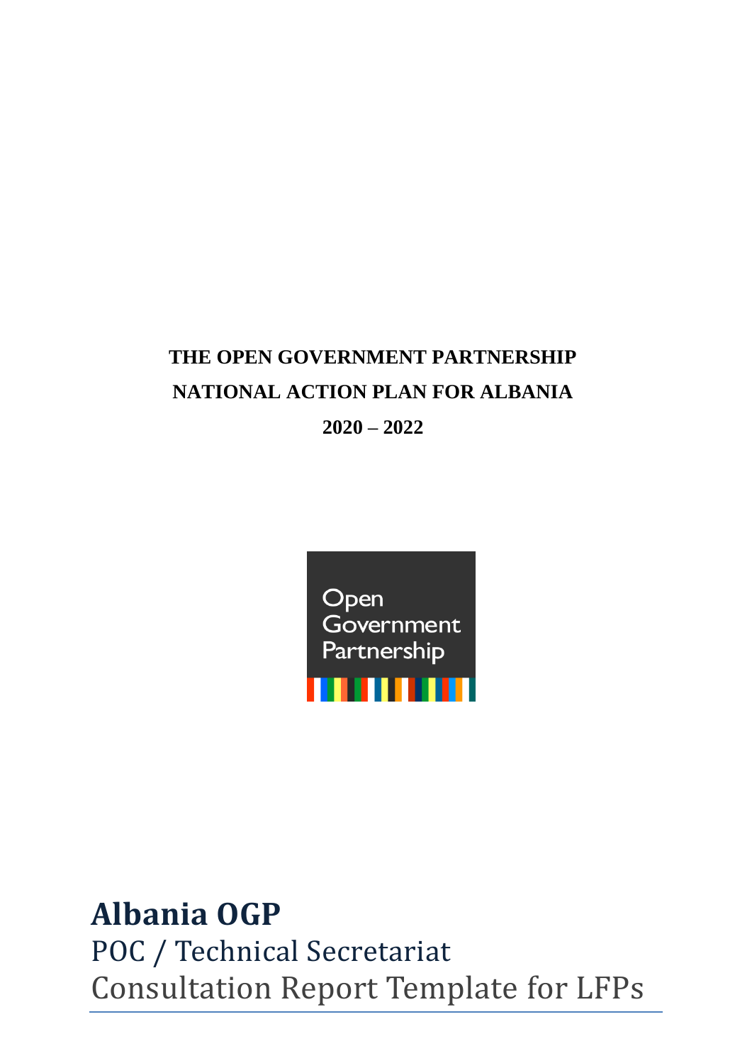**THE OPEN GOVERNMENT PARTNERSHIP**

**NATIONAL ACTION PLAN FOR ALBANIA**

**2020 – 2022**

Open Government Partnership

# Albania OGP

POC / Technical Secretariat

Consultation Report Template for LFPs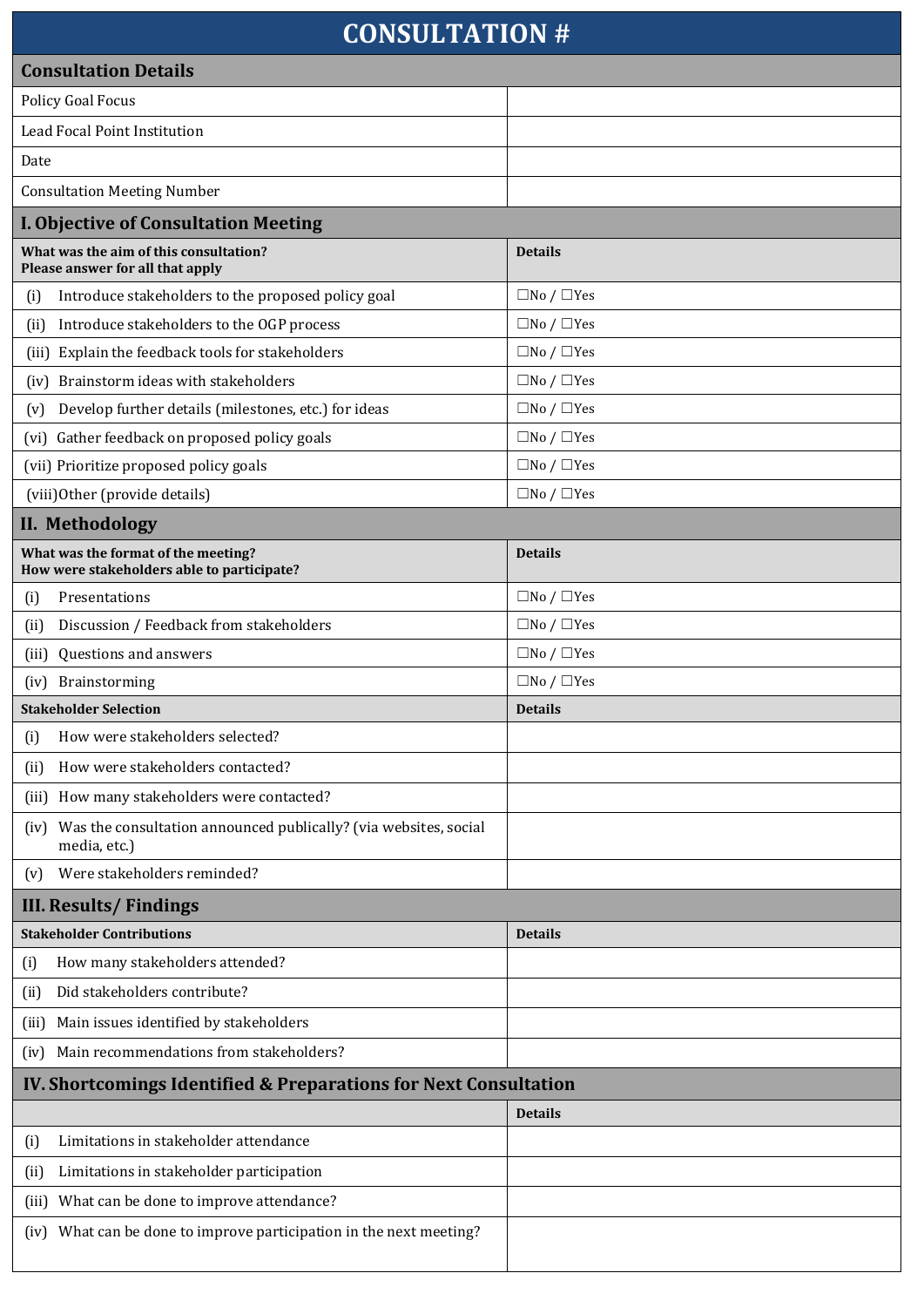# CONSULTATION #

## Consultation Details

| | |
|---|---|
| Policy Goal Focus | |
| Lead Focal Point Institution | |
| Date | |
| Consultation Meeting Number | |

## I. Objective of Consultation Meeting

| **What was the aim of this consultation?**<br>**Please answer for all that apply** | **Details** |
|---|---|
| (i) Introduce stakeholders to the proposed policy goal | ☐No / ☐Yes |
| (ii) Introduce stakeholders to the OGP process | ☐No / ☐Yes |
| (iii) Explain the feedback tools for stakeholders | ☐No / ☐Yes |
| (iv) Brainstorm ideas with stakeholders | ☐No / ☐Yes |
| (v) Develop further details (milestones, etc.) for ideas | ☐No / ☐Yes |
| (vi) Gather feedback on proposed policy goals | ☐No / ☐Yes |
| (vii) Prioritize proposed policy goals | ☐No / ☐Yes |
| (viii)Other (provide details) | ☐No / ☐Yes |

## II. Methodology

| **What was the format of the meeting?**<br>**How were stakeholders able to participate?** | **Details** |
|---|---|
| (i) Presentations | ☐No / ☐Yes |
| (ii) Discussion / Feedback from stakeholders | ☐No / ☐Yes |
| (iii) Questions and answers | ☐No / ☐Yes |
| (iv) Brainstorming | ☐No / ☐Yes |

| **Stakeholder Selection** | **Details** |
|---|---|
| (i) How were stakeholders selected? | |
| (ii) How were stakeholders contacted? | |
| (iii) How many stakeholders were contacted? | |
| (iv) Was the consultation announced publically? (via websites, social media, etc.) | |
| (v) Were stakeholders reminded? | |

## III. Results/ Findings

| **Stakeholder Contributions** | **Details** |
|---|---|
| (i) How many stakeholders attended? | |
| (ii) Did stakeholders contribute? | |
| (iii) Main issues identified by stakeholders | |
| (iv) Main recommendations from stakeholders? | |

## IV. Shortcomings Identified & Preparations for Next Consultation

| | **Details** |
|---|---|
| (i) Limitations in stakeholder attendance | |
| (ii) Limitations in stakeholder participation | |
| (iii) What can be done to improve attendance? | |
| (iv) What can be done to improve participation in the next meeting? | |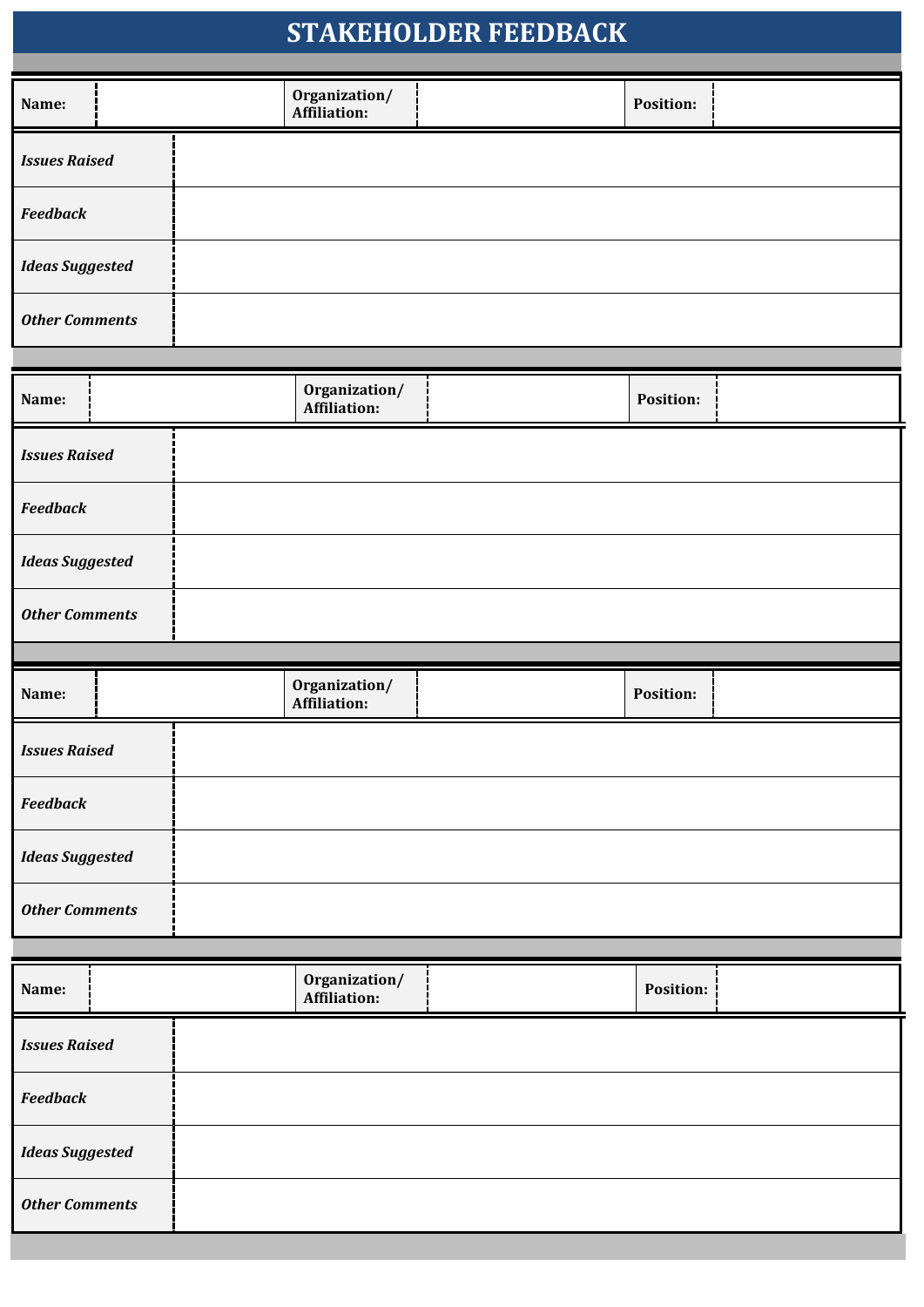# STAKEHOLDER FEEDBACK

| **Name:** | | **Organization/ Affiliation:** | | **Position:** | |
|---|---|---|---|---|---|

| | |
|---|---|
| ***Issues Raised*** | |
| ***Feedback*** | |
| ***Ideas Suggested*** | |
| ***Other Comments*** | |

| **Name:** | | **Organization/ Affiliation:** | | **Position:** | |
|---|---|---|---|---|---|

| | |
|---|---|
| ***Issues Raised*** | |
| ***Feedback*** | |
| ***Ideas Suggested*** | |
| ***Other Comments*** | |

| **Name:** | | **Organization/ Affiliation:** | | **Position:** | |
|---|---|---|---|---|---|

| | |
|---|---|
| ***Issues Raised*** | |
| ***Feedback*** | |
| ***Ideas Suggested*** | |
| ***Other Comments*** | |

| **Name:** | | **Organization/ Affiliation:** | | **Position:** | |
|---|---|---|---|---|---|

| | |
|---|---|
| ***Issues Raised*** | |
| ***Feedback*** | |
| ***Ideas Suggested*** | |
| ***Other Comments*** | |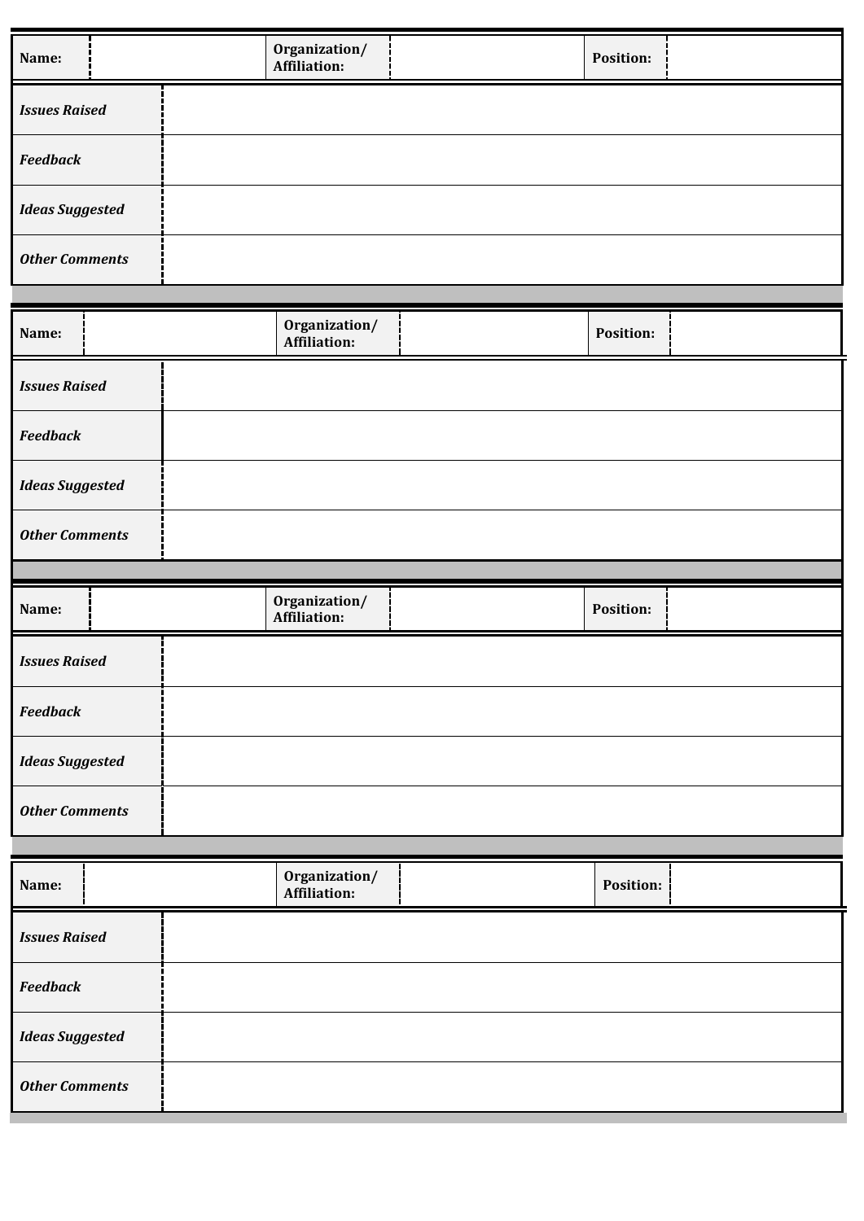| **Name:** | | **Organization/ Affiliation:** | | **Position:** | |
|---|---|---|---|---|---|
| ***Issues Raised*** | | | | | |
| ***Feedback*** | | | | | |
| ***Ideas Suggested*** | | | | | |
| ***Other Comments*** | | | | | |

| **Name:** | | **Organization/ Affiliation:** | | **Position:** | |
|---|---|---|---|---|---|
| ***Issues Raised*** | | | | | |
| ***Feedback*** | | | | | |
| ***Ideas Suggested*** | | | | | |
| ***Other Comments*** | | | | | |

| **Name:** | | **Organization/ Affiliation:** | | **Position:** | |
|---|---|---|---|---|---|
| ***Issues Raised*** | | | | | |
| ***Feedback*** | | | | | |
| ***Ideas Suggested*** | | | | | |
| ***Other Comments*** | | | | | |

| **Name:** | | **Organization/ Affiliation:** | | **Position:** | |
|---|---|---|---|---|---|
| ***Issues Raised*** | | | | | |
| ***Feedback*** | | | | | |
| ***Ideas Suggested*** | | | | | |
| ***Other Comments*** | | | | | |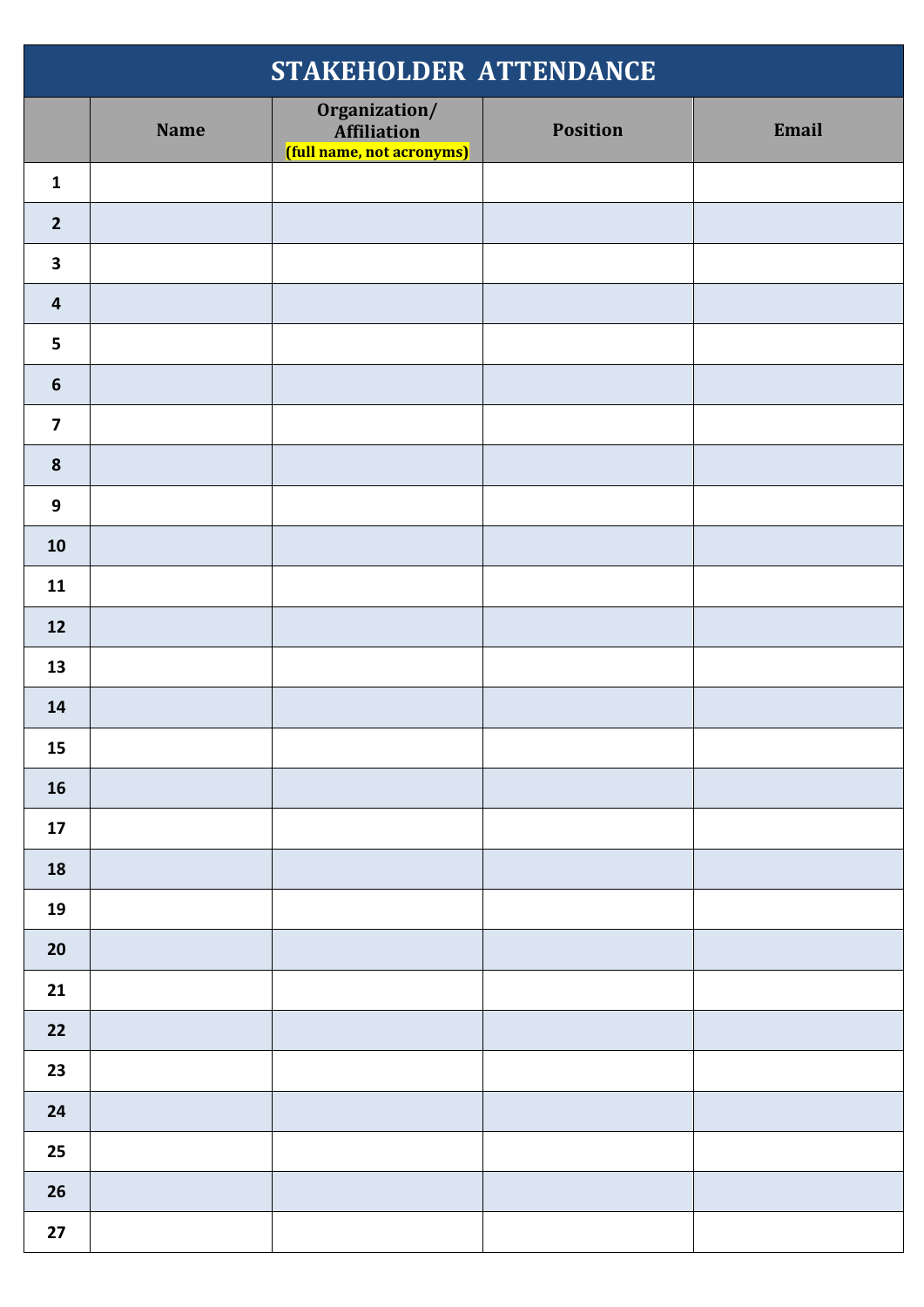# STAKEHOLDER ATTENDANCE

| | Name | Organization/ Affiliation (full name, not acronyms) | Position | Email |
|---|---|---|---|---|
| 1 | | | | |
| 2 | | | | |
| 3 | | | | |
| 4 | | | | |
| 5 | | | | |
| 6 | | | | |
| 7 | | | | |
| 8 | | | | |
| 9 | | | | |
| 10 | | | | |
| 11 | | | | |
| 12 | | | | |
| 13 | | | | |
| 14 | | | | |
| 15 | | | | |
| 16 | | | | |
| 17 | | | | |
| 18 | | | | |
| 19 | | | | |
| 20 | | | | |
| 21 | | | | |
| 22 | | | | |
| 23 | | | | |
| 24 | | | | |
| 25 | | | | |
| 26 | | | | |
| 27 | | | | |